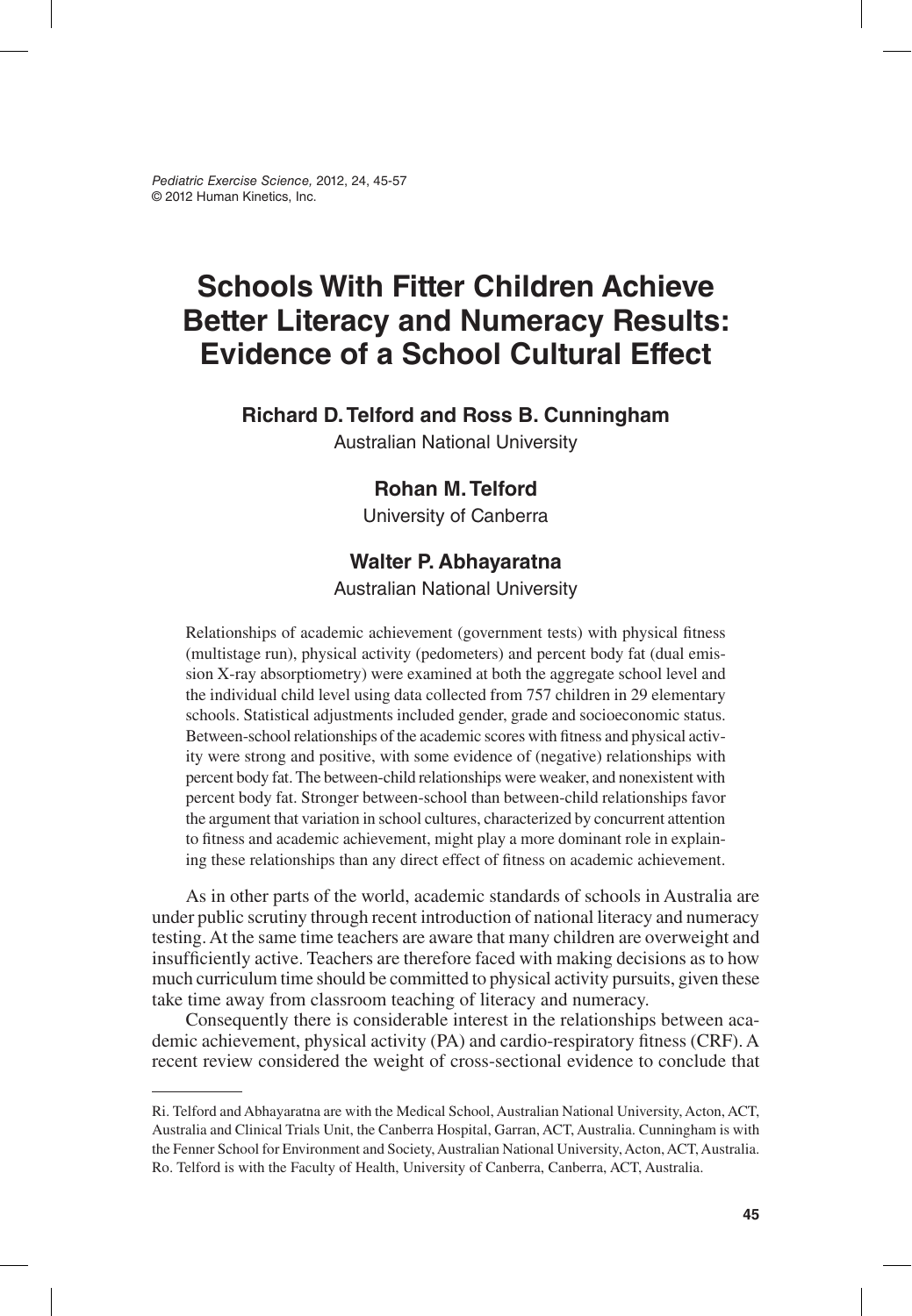# Schools With Fitter Children Achieve Better Literacy and Numeracy Results: Evidence of a School Cultural Effect

**Richard D. Telford and Ross B. Cunningham**
Australian National University

**Rohan M. Telford**
University of Canberra

**Walter P. Abhayaratna**
Australian National University

Relationships of academic achievement (government tests) with physical fitness (multistage run), physical activity (pedometers) and percent body fat (dual emission X-ray absorptiometry) were examined at both the aggregate school level and the individual child level using data collected from 757 children in 29 elementary schools. Statistical adjustments included gender, grade and socioeconomic status. Between-school relationships of the academic scores with fitness and physical activity were strong and positive, with some evidence of (negative) relationships with percent body fat. The between-child relationships were weaker, and nonexistent with percent body fat. Stronger between-school than between-child relationships favor the argument that variation in school cultures, characterized by concurrent attention to fitness and academic achievement, might play a more dominant role in explaining these relationships than any direct effect of fitness on academic achievement.

As in other parts of the world, academic standards of schools in Australia are under public scrutiny through recent introduction of national literacy and numeracy testing. At the same time teachers are aware that many children are overweight and insufficiently active. Teachers are therefore faced with making decisions as to how much curriculum time should be committed to physical activity pursuits, given these take time away from classroom teaching of literacy and numeracy.

Consequently there is considerable interest in the relationships between academic achievement, physical activity (PA) and cardio-respiratory fitness (CRF). A recent review considered the weight of cross-sectional evidence to conclude that

Ri. Telford and Abhayaratna are with the Medical School, Australian National University, Acton, ACT, Australia and Clinical Trials Unit, the Canberra Hospital, Garran, ACT, Australia. Cunningham is with the Fenner School for Environment and Society, Australian National University, Acton, ACT, Australia. Ro. Telford is with the Faculty of Health, University of Canberra, Canberra, ACT, Australia.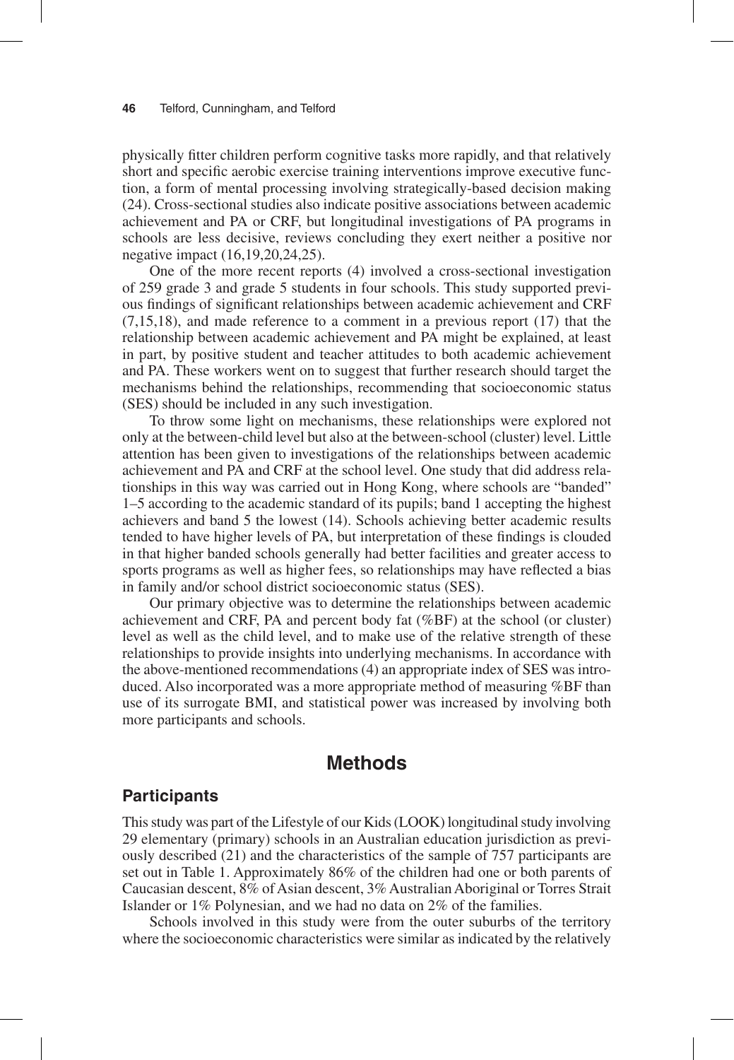physically fitter children perform cognitive tasks more rapidly, and that relatively short and specific aerobic exercise training interventions improve executive function, a form of mental processing involving strategically-based decision making (24). Cross-sectional studies also indicate positive associations between academic achievement and PA or CRF, but longitudinal investigations of PA programs in schools are less decisive, reviews concluding they exert neither a positive nor negative impact (16,19,20,24,25).

One of the more recent reports (4) involved a cross-sectional investigation of 259 grade 3 and grade 5 students in four schools. This study supported previous findings of significant relationships between academic achievement and CRF (7,15,18), and made reference to a comment in a previous report (17) that the relationship between academic achievement and PA might be explained, at least in part, by positive student and teacher attitudes to both academic achievement and PA. These workers went on to suggest that further research should target the mechanisms behind the relationships, recommending that socioeconomic status (SES) should be included in any such investigation.

To throw some light on mechanisms, these relationships were explored not only at the between-child level but also at the between-school (cluster) level. Little attention has been given to investigations of the relationships between academic achievement and PA and CRF at the school level. One study that did address relationships in this way was carried out in Hong Kong, where schools are "banded" 1–5 according to the academic standard of its pupils; band 1 accepting the highest achievers and band 5 the lowest (14). Schools achieving better academic results tended to have higher levels of PA, but interpretation of these findings is clouded in that higher banded schools generally had better facilities and greater access to sports programs as well as higher fees, so relationships may have reflected a bias in family and/or school district socioeconomic status (SES).

Our primary objective was to determine the relationships between academic achievement and CRF, PA and percent body fat (%BF) at the school (or cluster) level as well as the child level, and to make use of the relative strength of these relationships to provide insights into underlying mechanisms. In accordance with the above-mentioned recommendations (4) an appropriate index of SES was introduced. Also incorporated was a more appropriate method of measuring %BF than use of its surrogate BMI, and statistical power was increased by involving both more participants and schools.

## Methods

### Participants

This study was part of the Lifestyle of our Kids (LOOK) longitudinal study involving 29 elementary (primary) schools in an Australian education jurisdiction as previously described (21) and the characteristics of the sample of 757 participants are set out in Table 1. Approximately 86% of the children had one or both parents of Caucasian descent, 8% of Asian descent, 3% Australian Aboriginal or Torres Strait Islander or 1% Polynesian, and we had no data on 2% of the families.

Schools involved in this study were from the outer suburbs of the territory where the socioeconomic characteristics were similar as indicated by the relatively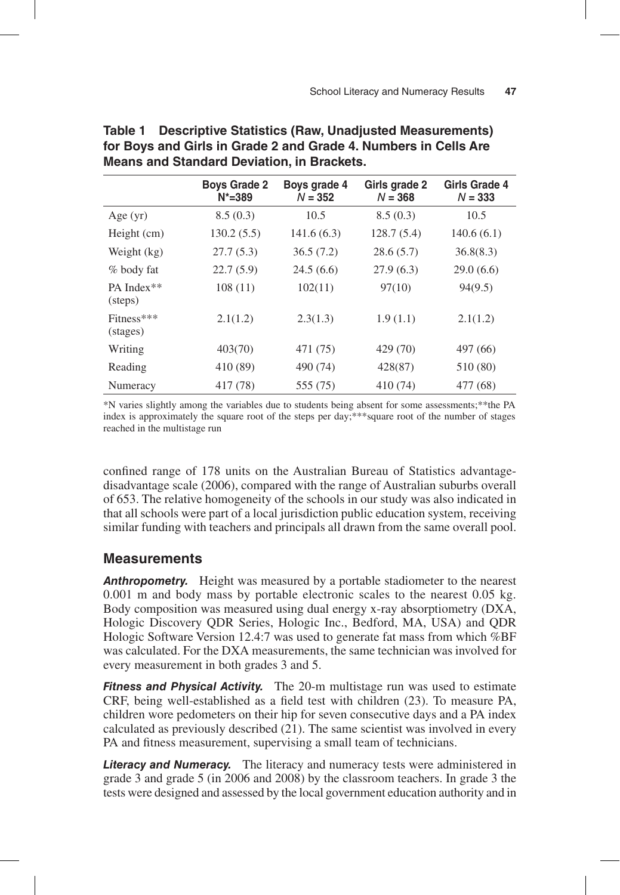**Table 1 Descriptive Statistics (Raw, Unadjusted Measurements) for Boys and Girls in Grade 2 and Grade 4. Numbers in Cells Are Means and Standard Deviation, in Brackets.**

| | Boys Grade 2 N*=389 | Boys grade 4 *N* = 352 | Girls grade 2 *N* = 368 | Girls Grade 4 *N* = 333 |
|---|---|---|---|---|
| Age (yr) | 8.5 (0.3) | 10.5 | 8.5 (0.3) | 10.5 |
| Height (cm) | 130.2 (5.5) | 141.6 (6.3) | 128.7 (5.4) | 140.6 (6.1) |
| Weight (kg) | 27.7 (5.3) | 36.5 (7.2) | 28.6 (5.7) | 36.8(8.3) |
| % body fat | 22.7 (5.9) | 24.5 (6.6) | 27.9 (6.3) | 29.0 (6.6) |
| PA Index** (steps) | 108 (11) | 102(11) | 97(10) | 94(9.5) |
| Fitness*** (stages) | 2.1(1.2) | 2.3(1.3) | 1.9 (1.1) | 2.1(1.2) |
| Writing | 403(70) | 471 (75) | 429 (70) | 497 (66) |
| Reading | 410 (89) | 490 (74) | 428(87) | 510 (80) |
| Numeracy | 417 (78) | 555 (75) | 410 (74) | 477 (68) |

*N varies slightly among the variables due to students being absent for some assessments;**the PA index is approximately the square root of the steps per day;***square root of the number of stages reached in the multistage run

confined range of 178 units on the Australian Bureau of Statistics advantage-disadvantage scale (2006), compared with the range of Australian suburbs overall of 653. The relative homogeneity of the schools in our study was also indicated in that all schools were part of a local jurisdiction public education system, receiving similar funding with teachers and principals all drawn from the same overall pool.

## Measurements

***Anthropometry.*** Height was measured by a portable stadiometer to the nearest 0.001 m and body mass by portable electronic scales to the nearest 0.05 kg. Body composition was measured using dual energy x-ray absorptiometry (DXA, Hologic Discovery QDR Series, Hologic Inc., Bedford, MA, USA) and QDR Hologic Software Version 12.4:7 was used to generate fat mass from which %BF was calculated. For the DXA measurements, the same technician was involved for every measurement in both grades 3 and 5.

***Fitness and Physical Activity.*** The 20-m multistage run was used to estimate CRF, being well-established as a field test with children (23). To measure PA, children wore pedometers on their hip for seven consecutive days and a PA index calculated as previously described (21). The same scientist was involved in every PA and fitness measurement, supervising a small team of technicians.

***Literacy and Numeracy.*** The literacy and numeracy tests were administered in grade 3 and grade 5 (in 2006 and 2008) by the classroom teachers. In grade 3 the tests were designed and assessed by the local government education authority and in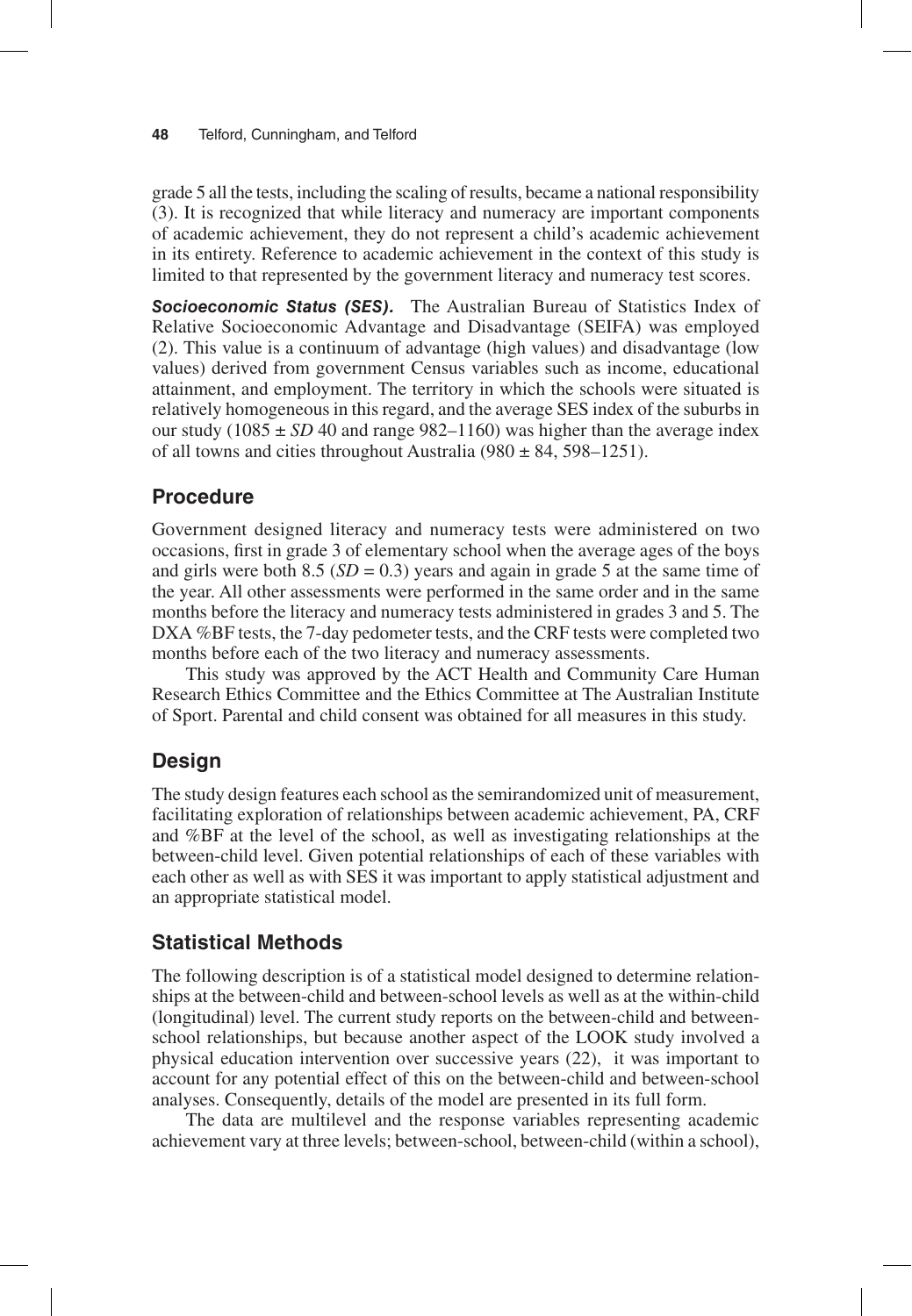grade 5 all the tests, including the scaling of results, became a national responsibility (3). It is recognized that while literacy and numeracy are important components of academic achievement, they do not represent a child's academic achievement in its entirety. Reference to academic achievement in the context of this study is limited to that represented by the government literacy and numeracy test scores.

***Socioeconomic Status (SES).*** The Australian Bureau of Statistics Index of Relative Socioeconomic Advantage and Disadvantage (SEIFA) was employed (2). This value is a continuum of advantage (high values) and disadvantage (low values) derived from government Census variables such as income, educational attainment, and employment. The territory in which the schools were situated is relatively homogeneous in this regard, and the average SES index of the suburbs in our study (1085 ± *SD* 40 and range 982–1160) was higher than the average index of all towns and cities throughout Australia (980 ± 84, 598–1251).

## Procedure

Government designed literacy and numeracy tests were administered on two occasions, first in grade 3 of elementary school when the average ages of the boys and girls were both 8.5 (*SD* = 0.3) years and again in grade 5 at the same time of the year. All other assessments were performed in the same order and in the same months before the literacy and numeracy tests administered in grades 3 and 5. The DXA %BF tests, the 7-day pedometer tests, and the CRF tests were completed two months before each of the two literacy and numeracy assessments.

This study was approved by the ACT Health and Community Care Human Research Ethics Committee and the Ethics Committee at The Australian Institute of Sport. Parental and child consent was obtained for all measures in this study.

## Design

The study design features each school as the semirandomized unit of measurement, facilitating exploration of relationships between academic achievement, PA, CRF and %BF at the level of the school, as well as investigating relationships at the between-child level. Given potential relationships of each of these variables with each other as well as with SES it was important to apply statistical adjustment and an appropriate statistical model.

## Statistical Methods

The following description is of a statistical model designed to determine relationships at the between-child and between-school levels as well as at the within-child (longitudinal) level. The current study reports on the between-child and between-school relationships, but because another aspect of the LOOK study involved a physical education intervention over successive years (22), it was important to account for any potential effect of this on the between-child and between-school analyses. Consequently, details of the model are presented in its full form.

The data are multilevel and the response variables representing academic achievement vary at three levels; between-school, between-child (within a school),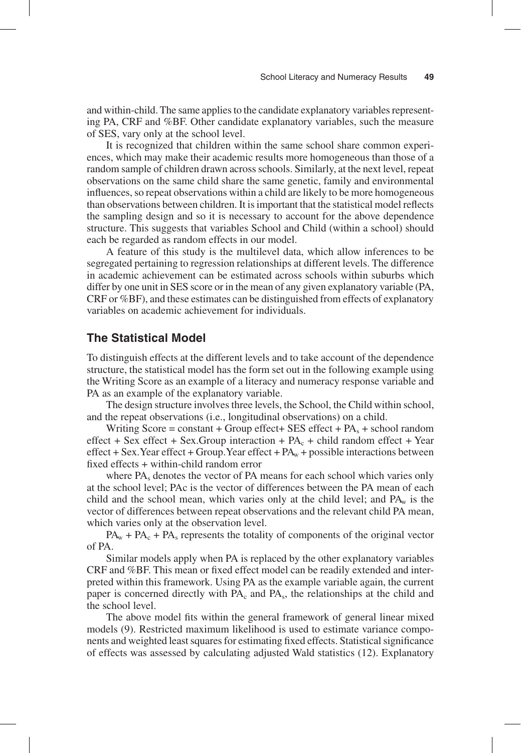and within-child. The same applies to the candidate explanatory variables representing PA, CRF and %BF. Other candidate explanatory variables, such the measure of SES, vary only at the school level.

It is recognized that children within the same school share common experiences, which may make their academic results more homogeneous than those of a random sample of children drawn across schools. Similarly, at the next level, repeat observations on the same child share the same genetic, family and environmental influences, so repeat observations within a child are likely to be more homogeneous than observations between children. It is important that the statistical model reflects the sampling design and so it is necessary to account for the above dependence structure. This suggests that variables School and Child (within a school) should each be regarded as random effects in our model.

A feature of this study is the multilevel data, which allow inferences to be segregated pertaining to regression relationships at different levels. The difference in academic achievement can be estimated across schools within suburbs which differ by one unit in SES score or in the mean of any given explanatory variable (PA, CRF or %BF), and these estimates can be distinguished from effects of explanatory variables on academic achievement for individuals.

## The Statistical Model

To distinguish effects at the different levels and to take account of the dependence structure, the statistical model has the form set out in the following example using the Writing Score as an example of a literacy and numeracy response variable and PA as an example of the explanatory variable.

The design structure involves three levels, the School, the Child within school, and the repeat observations (i.e., longitudinal observations) on a child.

Writing Score = constant + Group effect+ SES effect + $PA_s$ + school random effect + Sex effect + Sex.Group interaction + $PA_c$ + child random effect + Year effect + Sex.Year effect + Group.Year effect + $PA_w$ + possible interactions between fixed effects + within-child random error

where $PA_s$ denotes the vector of PA means for each school which varies only at the school level; PAc is the vector of differences between the PA mean of each child and the school mean, which varies only at the child level; and $PA_w$ is the vector of differences between repeat observations and the relevant child PA mean, which varies only at the observation level.

$PA_w + PA_c + PA_s$ represents the totality of components of the original vector of PA.

Similar models apply when PA is replaced by the other explanatory variables CRF and %BF. This mean or fixed effect model can be readily extended and interpreted within this framework. Using PA as the example variable again, the current paper is concerned directly with $PA_c$ and $PA_s$, the relationships at the child and the school level.

The above model fits within the general framework of general linear mixed models (9). Restricted maximum likelihood is used to estimate variance components and weighted least squares for estimating fixed effects. Statistical significance of effects was assessed by calculating adjusted Wald statistics (12). Explanatory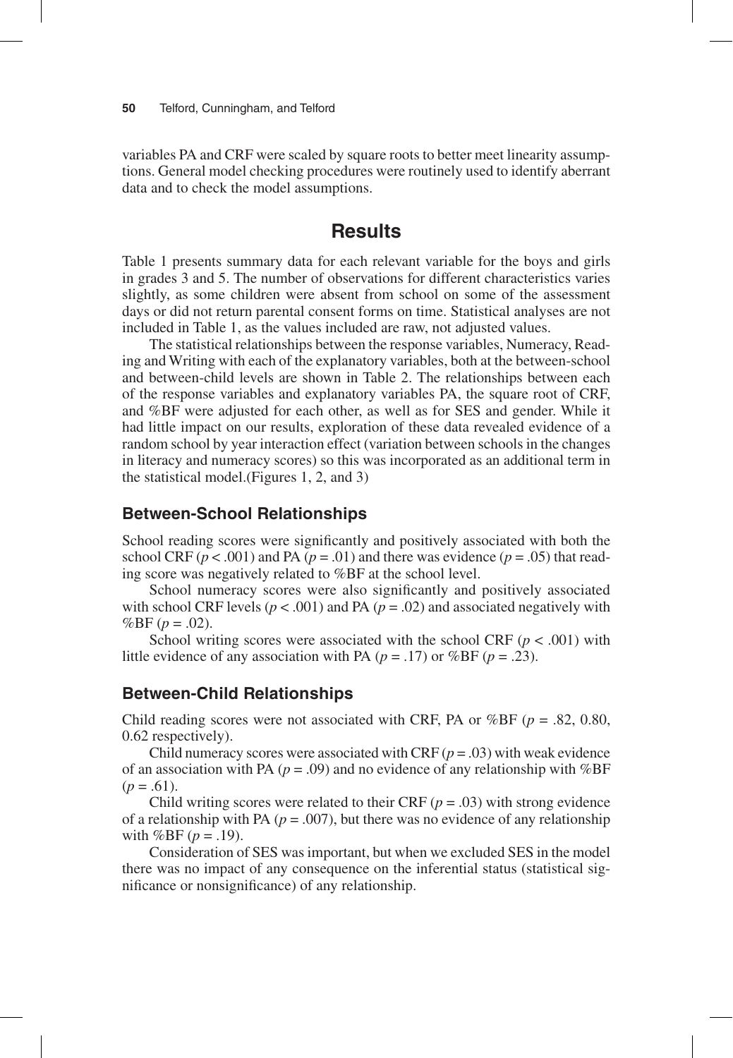variables PA and CRF were scaled by square roots to better meet linearity assumptions. General model checking procedures were routinely used to identify aberrant data and to check the model assumptions.

## Results

Table 1 presents summary data for each relevant variable for the boys and girls in grades 3 and 5. The number of observations for different characteristics varies slightly, as some children were absent from school on some of the assessment days or did not return parental consent forms on time. Statistical analyses are not included in Table 1, as the values included are raw, not adjusted values.

The statistical relationships between the response variables, Numeracy, Reading and Writing with each of the explanatory variables, both at the between-school and between-child levels are shown in Table 2. The relationships between each of the response variables and explanatory variables PA, the square root of CRF, and %BF were adjusted for each other, as well as for SES and gender. While it had little impact on our results, exploration of these data revealed evidence of a random school by year interaction effect (variation between schools in the changes in literacy and numeracy scores) so this was incorporated as an additional term in the statistical model.(Figures 1, 2, and 3)

### Between-School Relationships

School reading scores were significantly and positively associated with both the school CRF ($p < .001$) and PA ($p = .01$) and there was evidence ($p = .05$) that reading score was negatively related to %BF at the school level.

School numeracy scores were also significantly and positively associated with school CRF levels ($p < .001$) and PA ($p = .02$) and associated negatively with %BF ($p = .02$).

School writing scores were associated with the school CRF ($p < .001$) with little evidence of any association with PA ($p = .17$) or %BF ($p = .23$).

### Between-Child Relationships

Child reading scores were not associated with CRF, PA or %BF ($p = .82$, 0.80, 0.62 respectively).

Child numeracy scores were associated with CRF ($p = .03$) with weak evidence of an association with PA ($p = .09$) and no evidence of any relationship with %BF ($p = .61$).

Child writing scores were related to their CRF ($p = .03$) with strong evidence of a relationship with PA ($p = .007$), but there was no evidence of any relationship with %BF ($p = .19$).

Consideration of SES was important, but when we excluded SES in the model there was no impact of any consequence on the inferential status (statistical significance or nonsignificance) of any relationship.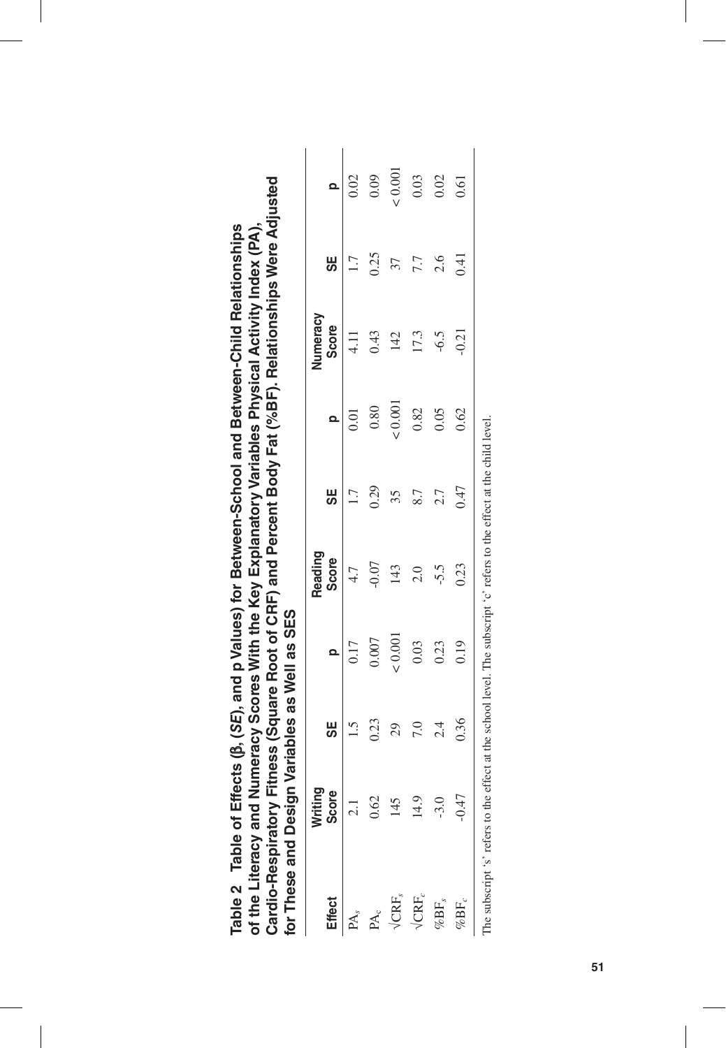**Table 2 Table of Effects (β, (*SE*), and p Values) for Between-School and Between-Child Relationships of the Literacy and Numeracy Scores With the Key Explanatory Variables Physical Activity Index (PA), Cardio-Respiratory Fitness (Square Root of CRF) and Percent Body Fat (%BF). Relationships Were Adjusted for These and Design Variables as Well as SES**

| Effect | Writing Score | SE | p | Reading Score | SE | p | Numeracy Score | SE | p |
|---|---|---|---|---|---|---|---|---|---|
| $PA_s$ | 2.1 | 1.5 | 0.17 | 4.7 | 1.7 | 0.01 | 4.11 | 1.7 | 0.02 |
| $PA_c$ | 0.62 | 0.23 | 0.007 | -0.07 | 0.29 | 0.80 | 0.43 | 0.25 | 0.09 |
| $\sqrt{CRF_s}$ | 145 | 29 | < 0.001 | 143 | 35 | < 0.001 | 142 | 37 | < 0.001 |
| $\sqrt{CRF_c}$ | 14.9 | 7.0 | 0.03 | 2.0 | 8.7 | 0.82 | 17.3 | 7.7 | 0.03 |
| $\%BF_s$ | -3.0 | 2.4 | 0.23 | -5.5 | 2.7 | 0.05 | -6.5 | 2.6 | 0.02 |
| $\%BF_c$ | -0.47 | 0.36 | 0.19 | 0.23 | 0.47 | 0.62 | -0.21 | 0.41 | 0.61 |

The subscript 's' refers to the effect at the school level. The subscript 'c' refers to the effect at the child level.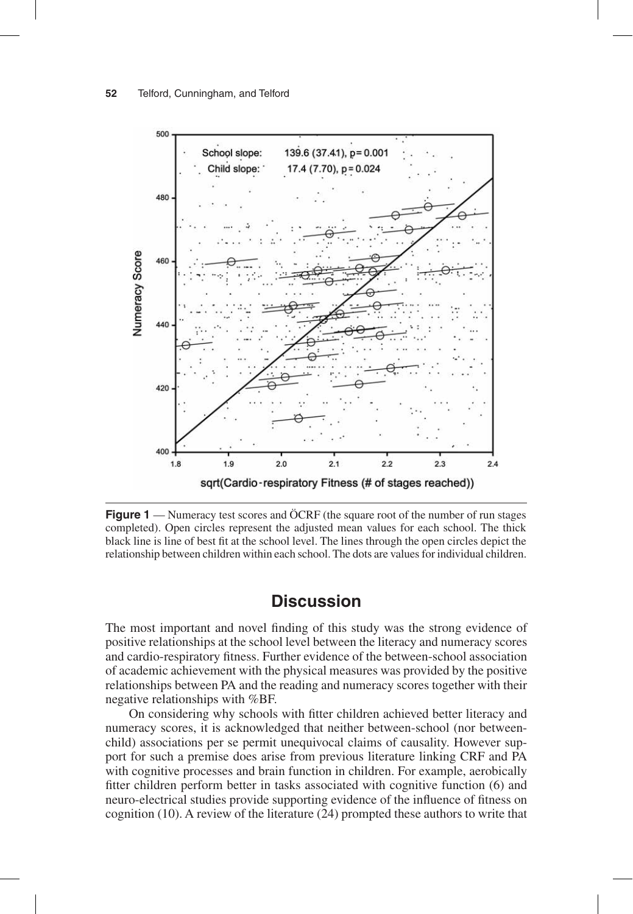**Figure 1** — Numeracy test scores and ÖCRF (the square root of the number of run stages completed). Open circles represent the adjusted mean values for each school. The thick black line is line of best fit at the school level. The lines through the open circles depict the relationship between children within each school. The dots are values for individual children.

## Discussion

The most important and novel finding of this study was the strong evidence of positive relationships at the school level between the literacy and numeracy scores and cardio-respiratory fitness. Further evidence of the between-school association of academic achievement with the physical measures was provided by the positive relationships between PA and the reading and numeracy scores together with their negative relationships with %BF.

On considering why schools with fitter children achieved better literacy and numeracy scores, it is acknowledged that neither between-school (nor between-child) associations per se permit unequivocal claims of causality. However support for such a premise does arise from previous literature linking CRF and PA with cognitive processes and brain function in children. For example, aerobically fitter children perform better in tasks associated with cognitive function (6) and neuro-electrical studies provide supporting evidence of the influence of fitness on cognition (10). A review of the literature (24) prompted these authors to write that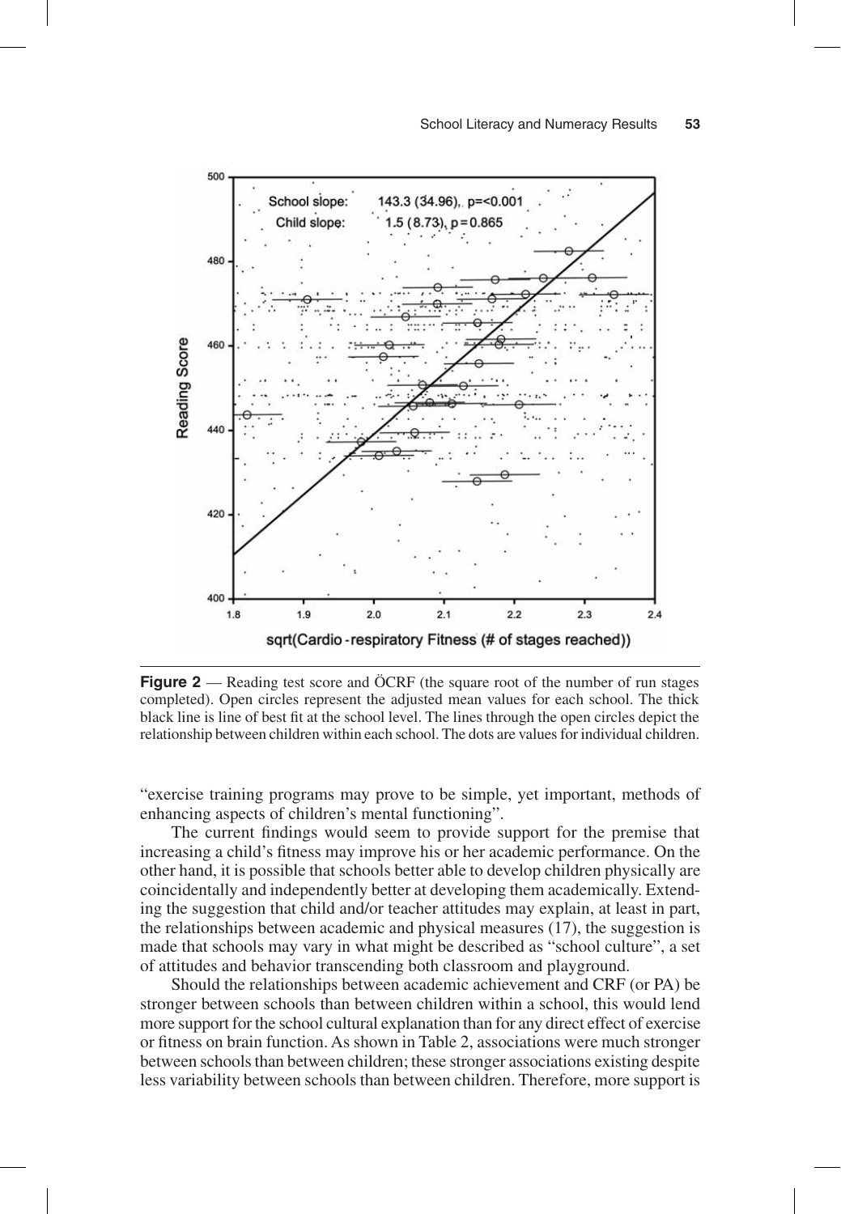**Figure 2** — Reading test score and ÖCRF (the square root of the number of run stages completed). Open circles represent the adjusted mean values for each school. The thick black line is line of best fit at the school level. The lines through the open circles depict the relationship between children within each school. The dots are values for individual children.

"exercise training programs may prove to be simple, yet important, methods of enhancing aspects of children's mental functioning".

The current findings would seem to provide support for the premise that increasing a child's fitness may improve his or her academic performance. On the other hand, it is possible that schools better able to develop children physically are coincidentally and independently better at developing them academically. Extending the suggestion that child and/or teacher attitudes may explain, at least in part, the relationships between academic and physical measures (17), the suggestion is made that schools may vary in what might be described as "school culture", a set of attitudes and behavior transcending both classroom and playground.

Should the relationships between academic achievement and CRF (or PA) be stronger between schools than between children within a school, this would lend more support for the school cultural explanation than for any direct effect of exercise or fitness on brain function. As shown in Table 2, associations were much stronger between schools than between children; these stronger associations existing despite less variability between schools than between children. Therefore, more support is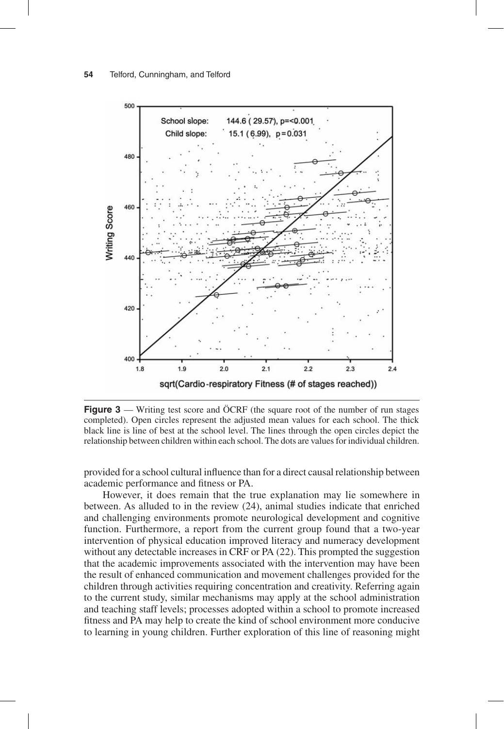**Figure 3** — Writing test score and ÖCRF (the square root of the number of run stages completed). Open circles represent the adjusted mean values for each school. The thick black line is line of best at the school level. The lines through the open circles depict the relationship between children within each school. The dots are values for individual children.

provided for a school cultural influence than for a direct causal relationship between academic performance and fitness or PA.

However, it does remain that the true explanation may lie somewhere in between. As alluded to in the review (24), animal studies indicate that enriched and challenging environments promote neurological development and cognitive function. Furthermore, a report from the current group found that a two-year intervention of physical education improved literacy and numeracy development without any detectable increases in CRF or PA (22). This prompted the suggestion that the academic improvements associated with the intervention may have been the result of enhanced communication and movement challenges provided for the children through activities requiring concentration and creativity. Referring again to the current study, similar mechanisms may apply at the school administration and teaching staff levels; processes adopted within a school to promote increased fitness and PA may help to create the kind of school environment more conducive to learning in young children. Further exploration of this line of reasoning might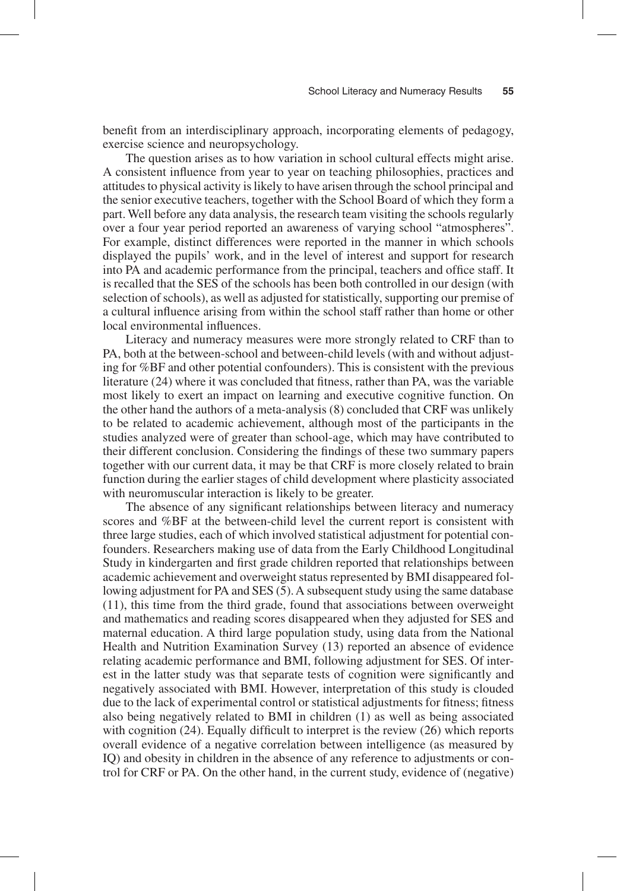benefit from an interdisciplinary approach, incorporating elements of pedagogy, exercise science and neuropsychology.

The question arises as to how variation in school cultural effects might arise. A consistent influence from year to year on teaching philosophies, practices and attitudes to physical activity is likely to have arisen through the school principal and the senior executive teachers, together with the School Board of which they form a part. Well before any data analysis, the research team visiting the schools regularly over a four year period reported an awareness of varying school "atmospheres". For example, distinct differences were reported in the manner in which schools displayed the pupils' work, and in the level of interest and support for research into PA and academic performance from the principal, teachers and office staff. It is recalled that the SES of the schools has been both controlled in our design (with selection of schools), as well as adjusted for statistically, supporting our premise of a cultural influence arising from within the school staff rather than home or other local environmental influences.

Literacy and numeracy measures were more strongly related to CRF than to PA, both at the between-school and between-child levels (with and without adjusting for %BF and other potential confounders). This is consistent with the previous literature (24) where it was concluded that fitness, rather than PA, was the variable most likely to exert an impact on learning and executive cognitive function. On the other hand the authors of a meta-analysis (8) concluded that CRF was unlikely to be related to academic achievement, although most of the participants in the studies analyzed were of greater than school-age, which may have contributed to their different conclusion. Considering the findings of these two summary papers together with our current data, it may be that CRF is more closely related to brain function during the earlier stages of child development where plasticity associated with neuromuscular interaction is likely to be greater.

The absence of any significant relationships between literacy and numeracy scores and %BF at the between-child level the current report is consistent with three large studies, each of which involved statistical adjustment for potential confounders. Researchers making use of data from the Early Childhood Longitudinal Study in kindergarten and first grade children reported that relationships between academic achievement and overweight status represented by BMI disappeared following adjustment for PA and SES (5). A subsequent study using the same database (11), this time from the third grade, found that associations between overweight and mathematics and reading scores disappeared when they adjusted for SES and maternal education. A third large population study, using data from the National Health and Nutrition Examination Survey (13) reported an absence of evidence relating academic performance and BMI, following adjustment for SES. Of interest in the latter study was that separate tests of cognition were significantly and negatively associated with BMI. However, interpretation of this study is clouded due to the lack of experimental control or statistical adjustments for fitness; fitness also being negatively related to BMI in children (1) as well as being associated with cognition (24). Equally difficult to interpret is the review (26) which reports overall evidence of a negative correlation between intelligence (as measured by IQ) and obesity in children in the absence of any reference to adjustments or control for CRF or PA. On the other hand, in the current study, evidence of (negative)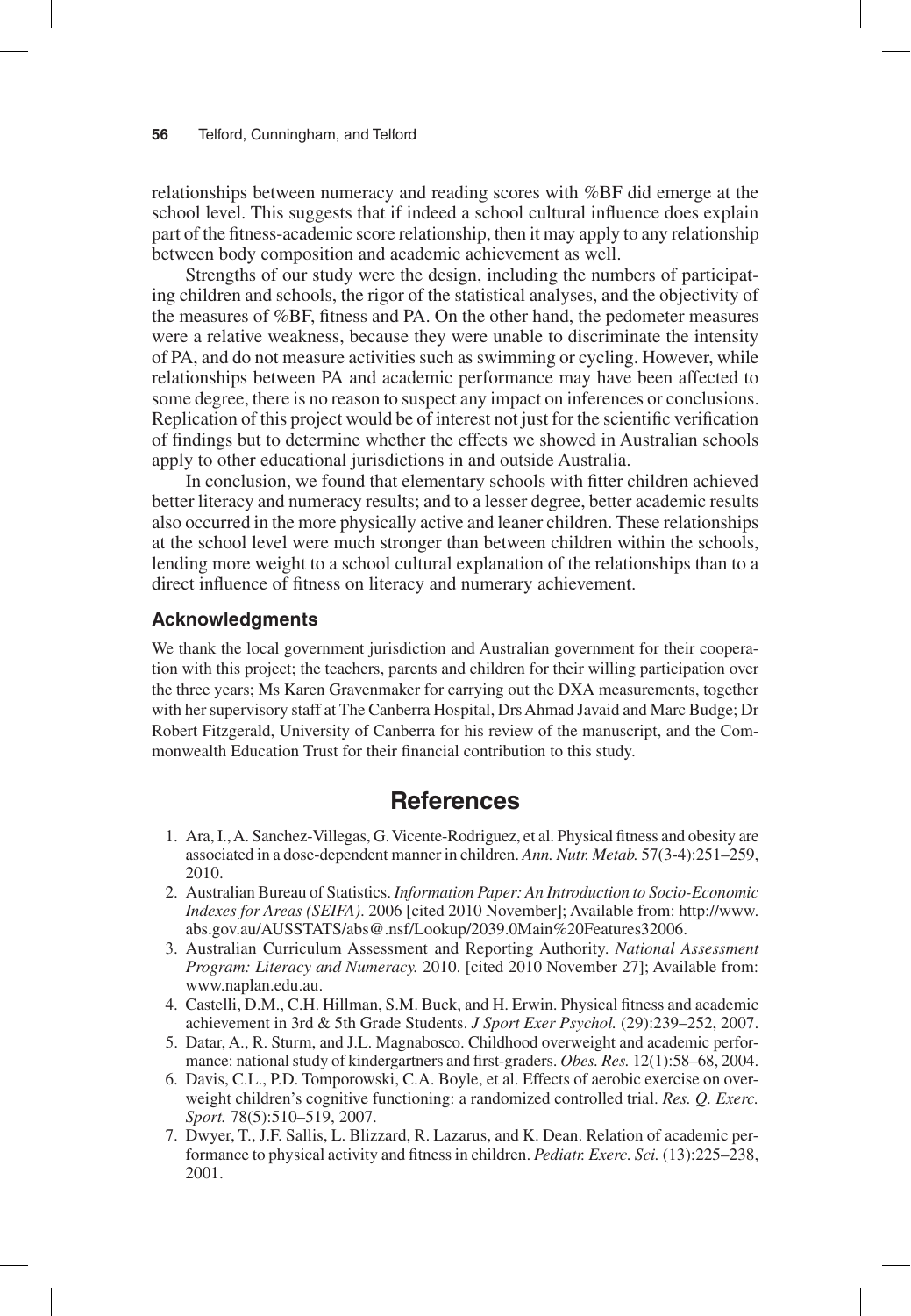relationships between numeracy and reading scores with %BF did emerge at the school level. This suggests that if indeed a school cultural influence does explain part of the fitness-academic score relationship, then it may apply to any relationship between body composition and academic achievement as well.

Strengths of our study were the design, including the numbers of participating children and schools, the rigor of the statistical analyses, and the objectivity of the measures of %BF, fitness and PA. On the other hand, the pedometer measures were a relative weakness, because they were unable to discriminate the intensity of PA, and do not measure activities such as swimming or cycling. However, while relationships between PA and academic performance may have been affected to some degree, there is no reason to suspect any impact on inferences or conclusions. Replication of this project would be of interest not just for the scientific verification of findings but to determine whether the effects we showed in Australian schools apply to other educational jurisdictions in and outside Australia.

In conclusion, we found that elementary schools with fitter children achieved better literacy and numeracy results; and to a lesser degree, better academic results also occurred in the more physically active and leaner children. These relationships at the school level were much stronger than between children within the schools, lending more weight to a school cultural explanation of the relationships than to a direct influence of fitness on literacy and numerary achievement.

### Acknowledgments

We thank the local government jurisdiction and Australian government for their cooperation with this project; the teachers, parents and children for their willing participation over the three years; Ms Karen Gravenmaker for carrying out the DXA measurements, together with her supervisory staff at The Canberra Hospital, Drs Ahmad Javaid and Marc Budge; Dr Robert Fitzgerald, University of Canberra for his review of the manuscript, and the Commonwealth Education Trust for their financial contribution to this study.

## References

1. Ara, I., A. Sanchez-Villegas, G. Vicente-Rodriguez, et al. Physical fitness and obesity are associated in a dose-dependent manner in children. *Ann. Nutr. Metab.* 57(3-4):251–259, 2010.
2. Australian Bureau of Statistics. *Information Paper: An Introduction to Socio-Economic Indexes for Areas (SEIFA).* 2006 [cited 2010 November]; Available from: http://www.abs.gov.au/AUSSTATS/abs@.nsf/Lookup/2039.0Main%20Features32006.
3. Australian Curriculum Assessment and Reporting Authority. *National Assessment Program: Literacy and Numeracy.* 2010. [cited 2010 November 27]; Available from: www.naplan.edu.au.
4. Castelli, D.M., C.H. Hillman, S.M. Buck, and H. Erwin. Physical fitness and academic achievement in 3rd & 5th Grade Students. *J Sport Exer Psychol.* (29):239–252, 2007.
5. Datar, A., R. Sturm, and J.L. Magnabosco. Childhood overweight and academic performance: national study of kindergartners and first-graders. *Obes. Res.* 12(1):58–68, 2004.
6. Davis, C.L., P.D. Tomporowski, C.A. Boyle, et al. Effects of aerobic exercise on overweight children's cognitive functioning: a randomized controlled trial. *Res. Q. Exerc. Sport.* 78(5):510–519, 2007.
7. Dwyer, T., J.F. Sallis, L. Blizzard, R. Lazarus, and K. Dean. Relation of academic performance to physical activity and fitness in children. *Pediatr. Exerc. Sci.* (13):225–238, 2001.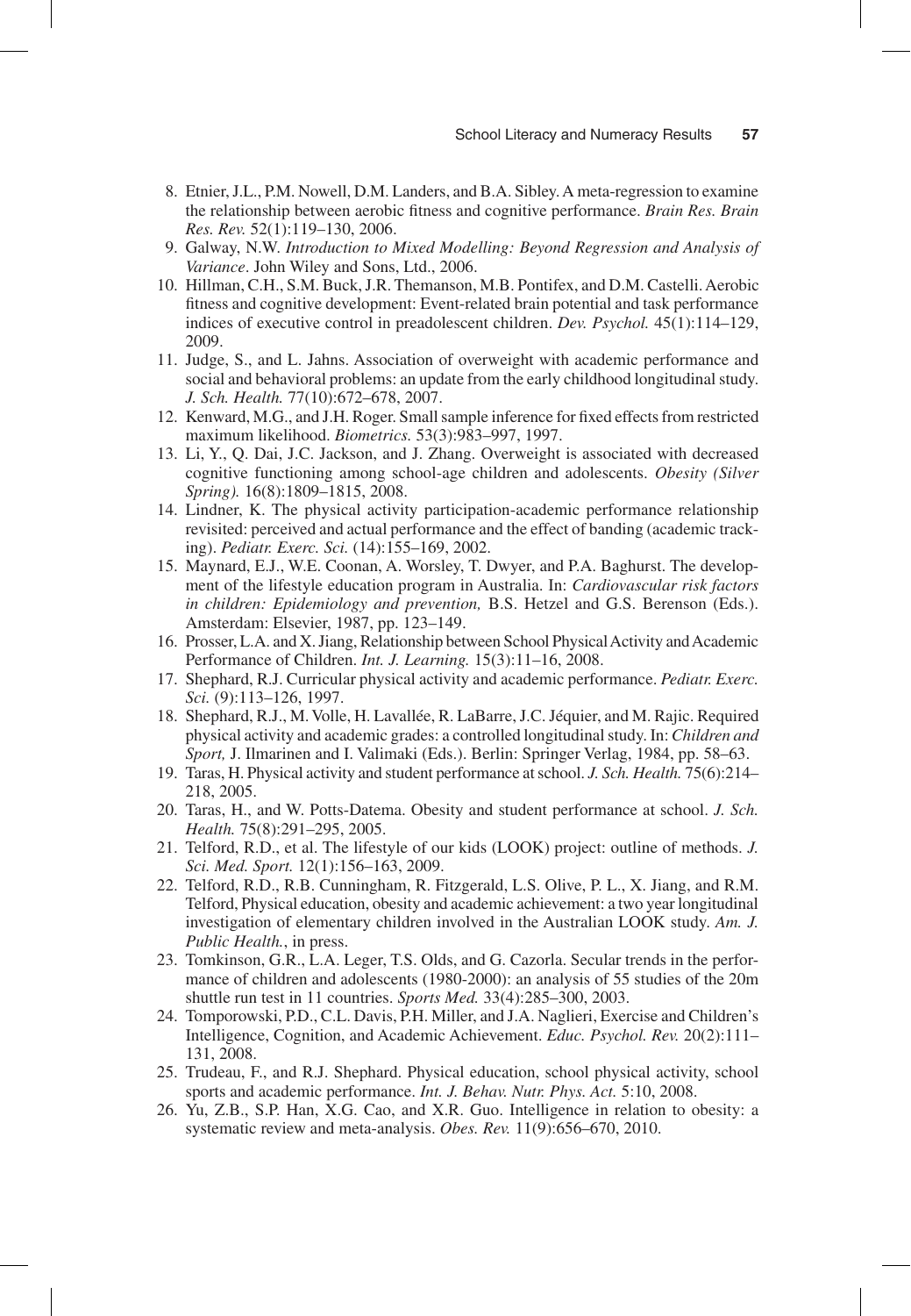8. Etnier, J.L., P.M. Nowell, D.M. Landers, and B.A. Sibley. A meta-regression to examine the relationship between aerobic fitness and cognitive performance. *Brain Res. Brain Res. Rev.* 52(1):119–130, 2006.
9. Galway, N.W. *Introduction to Mixed Modelling: Beyond Regression and Analysis of Variance*. John Wiley and Sons, Ltd., 2006.
10. Hillman, C.H., S.M. Buck, J.R. Themanson, M.B. Pontifex, and D.M. Castelli. Aerobic fitness and cognitive development: Event-related brain potential and task performance indices of executive control in preadolescent children. *Dev. Psychol.* 45(1):114–129, 2009.
11. Judge, S., and L. Jahns. Association of overweight with academic performance and social and behavioral problems: an update from the early childhood longitudinal study. *J. Sch. Health.* 77(10):672–678, 2007.
12. Kenward, M.G., and J.H. Roger. Small sample inference for fixed effects from restricted maximum likelihood. *Biometrics.* 53(3):983–997, 1997.
13. Li, Y., Q. Dai, J.C. Jackson, and J. Zhang. Overweight is associated with decreased cognitive functioning among school-age children and adolescents. *Obesity (Silver Spring).* 16(8):1809–1815, 2008.
14. Lindner, K. The physical activity participation-academic performance relationship revisited: perceived and actual performance and the effect of banding (academic tracking). *Pediatr. Exerc. Sci.* (14):155–169, 2002.
15. Maynard, E.J., W.E. Coonan, A. Worsley, T. Dwyer, and P.A. Baghurst. The development of the lifestyle education program in Australia. In: *Cardiovascular risk factors in children: Epidemiology and prevention,* B.S. Hetzel and G.S. Berenson (Eds.). Amsterdam: Elsevier, 1987, pp. 123–149.
16. Prosser, L.A. and X. Jiang, Relationship between School Physical Activity and Academic Performance of Children. *Int. J. Learning.* 15(3):11–16, 2008.
17. Shephard, R.J. Curricular physical activity and academic performance. *Pediatr. Exerc. Sci.* (9):113–126, 1997.
18. Shephard, R.J., M. Volle, H. Lavallée, R. LaBarre, J.C. Jéquier, and M. Rajic. Required physical activity and academic grades: a controlled longitudinal study. In: *Children and Sport,* J. Ilmarinen and I. Valimaki (Eds.). Berlin: Springer Verlag, 1984, pp. 58–63.
19. Taras, H. Physical activity and student performance at school. *J. Sch. Health.* 75(6):214–218, 2005.
20. Taras, H., and W. Potts-Datema. Obesity and student performance at school. *J. Sch. Health.* 75(8):291–295, 2005.
21. Telford, R.D., et al. The lifestyle of our kids (LOOK) project: outline of methods. *J. Sci. Med. Sport.* 12(1):156–163, 2009.
22. Telford, R.D., R.B. Cunningham, R. Fitzgerald, L.S. Olive, P. L., X. Jiang, and R.M. Telford, Physical education, obesity and academic achievement: a two year longitudinal investigation of elementary children involved in the Australian LOOK study. *Am. J. Public Health.*, in press.
23. Tomkinson, G.R., L.A. Leger, T.S. Olds, and G. Cazorla. Secular trends in the performance of children and adolescents (1980-2000): an analysis of 55 studies of the 20m shuttle run test in 11 countries. *Sports Med.* 33(4):285–300, 2003.
24. Tomporowski, P.D., C.L. Davis, P.H. Miller, and J.A. Naglieri, Exercise and Children's Intelligence, Cognition, and Academic Achievement. *Educ. Psychol. Rev.* 20(2):111–131, 2008.
25. Trudeau, F., and R.J. Shephard. Physical education, school physical activity, school sports and academic performance. *Int. J. Behav. Nutr. Phys. Act.* 5:10, 2008.
26. Yu, Z.B., S.P. Han, X.G. Cao, and X.R. Guo. Intelligence in relation to obesity: a systematic review and meta-analysis. *Obes. Rev.* 11(9):656–670, 2010.